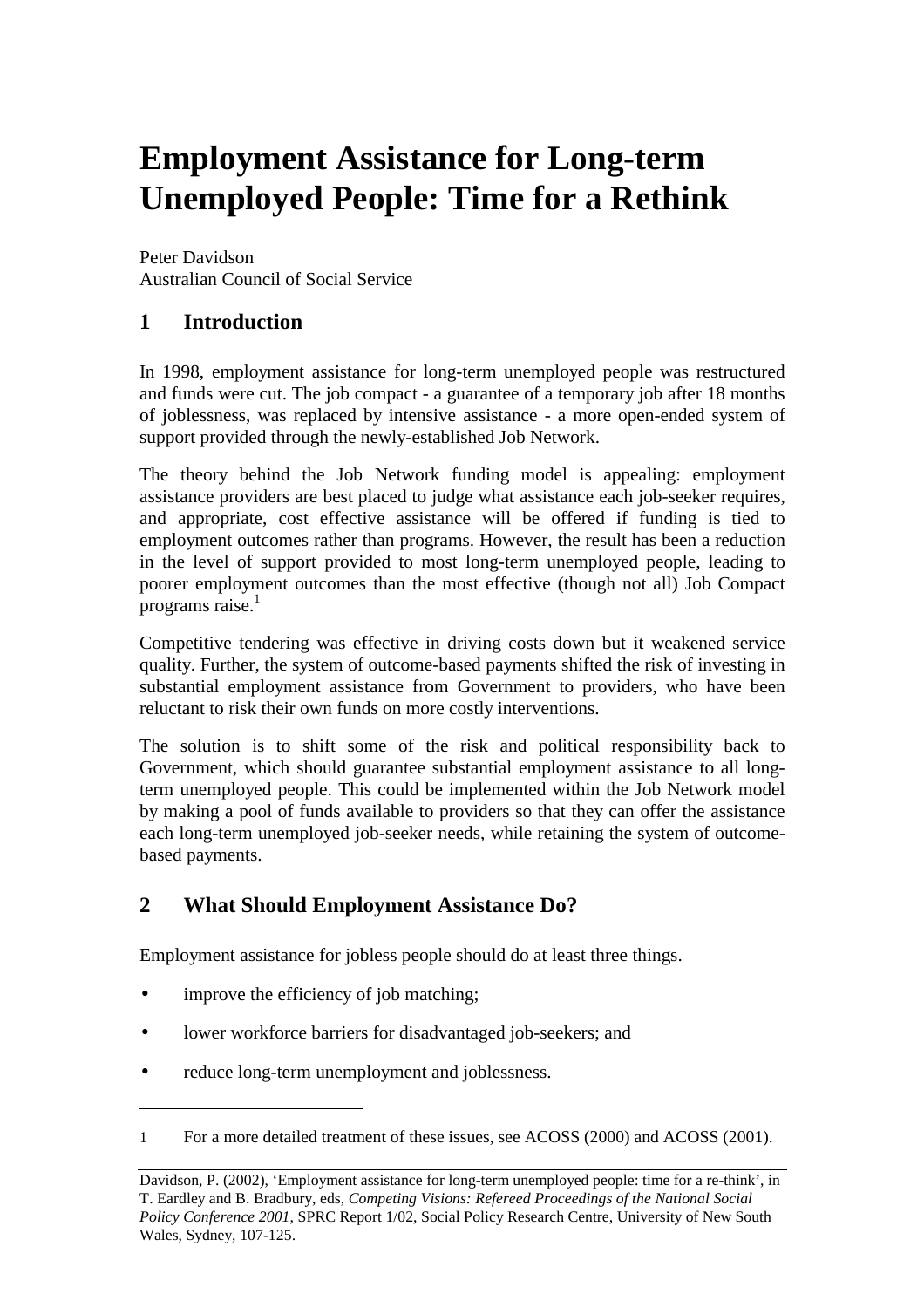# Employment Assistance for Long-term Unemployed People: Time for a Rethink

Peter Davidson
Australian Council of Social Service

## 1 Introduction

In 1998, employment assistance for long-term unemployed people was restructured and funds were cut. The job compact - a guarantee of a temporary job after 18 months of joblessness, was replaced by intensive assistance - a more open-ended system of support provided through the newly-established Job Network.

The theory behind the Job Network funding model is appealing: employment assistance providers are best placed to judge what assistance each job-seeker requires, and appropriate, cost effective assistance will be offered if funding is tied to employment outcomes rather than programs. However, the result has been a reduction in the level of support provided to most long-term unemployed people, leading to poorer employment outcomes than the most effective (though not all) Job Compact programs raise.[1]

Competitive tendering was effective in driving costs down but it weakened service quality. Further, the system of outcome-based payments shifted the risk of investing in substantial employment assistance from Government to providers, who have been reluctant to risk their own funds on more costly interventions.

The solution is to shift some of the risk and political responsibility back to Government, which should guarantee substantial employment assistance to all long-term unemployed people. This could be implemented within the Job Network model by making a pool of funds available to providers so that they can offer the assistance each long-term unemployed job-seeker needs, while retaining the system of outcome-based payments.

## 2 What Should Employment Assistance Do?

Employment assistance for jobless people should do at least three things.

- improve the efficiency of job matching;
- lower workforce barriers for disadvantaged job-seekers; and
- reduce long-term unemployment and joblessness.

1 For a more detailed treatment of these issues, see ACOSS (2000) and ACOSS (2001).

Davidson, P. (2002), 'Employment assistance for long-term unemployed people: time for a re-think', in T. Eardley and B. Bradbury, eds, *Competing Visions: Refereed Proceedings of the National Social Policy Conference 2001*, SPRC Report 1/02, Social Policy Research Centre, University of New South Wales, Sydney, 107-125.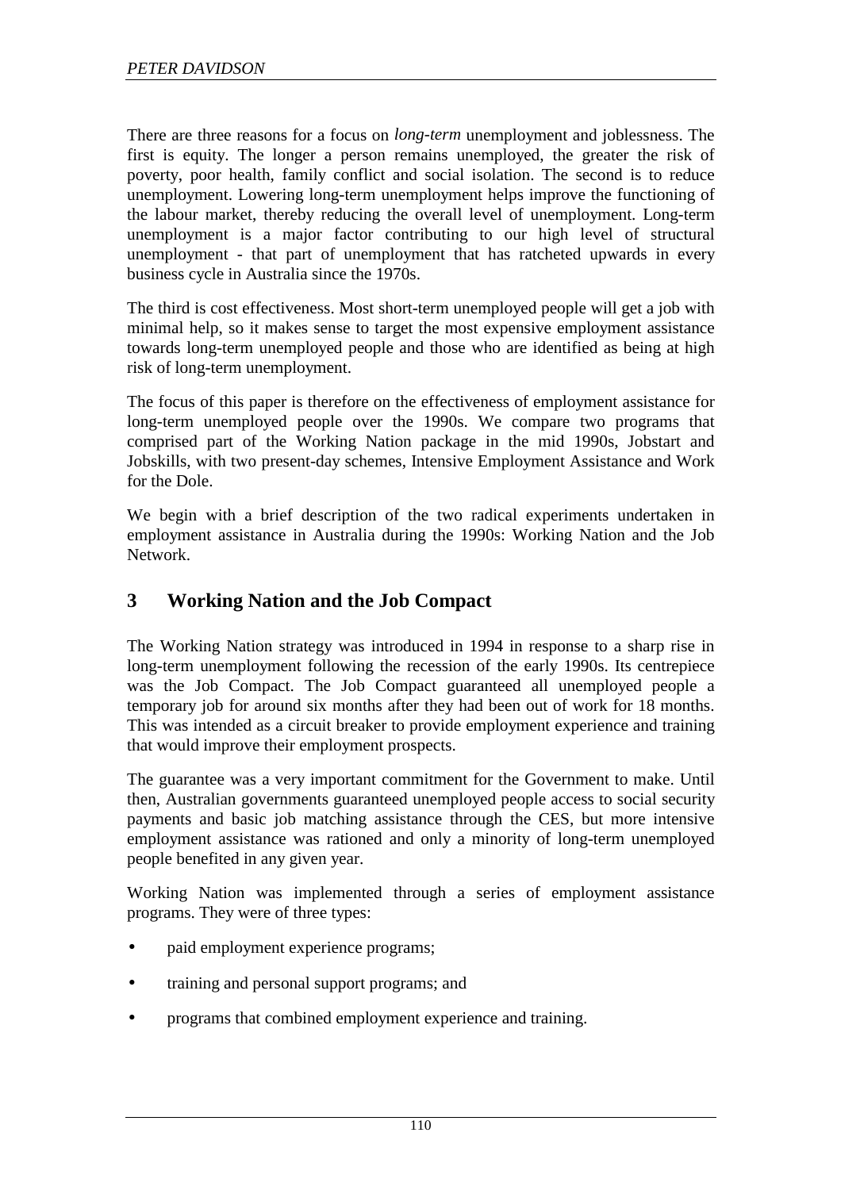There are three reasons for a focus on *long-term* unemployment and joblessness. The first is equity. The longer a person remains unemployed, the greater the risk of poverty, poor health, family conflict and social isolation. The second is to reduce unemployment. Lowering long-term unemployment helps improve the functioning of the labour market, thereby reducing the overall level of unemployment. Long-term unemployment is a major factor contributing to our high level of structural unemployment - that part of unemployment that has ratcheted upwards in every business cycle in Australia since the 1970s.

The third is cost effectiveness. Most short-term unemployed people will get a job with minimal help, so it makes sense to target the most expensive employment assistance towards long-term unemployed people and those who are identified as being at high risk of long-term unemployment.

The focus of this paper is therefore on the effectiveness of employment assistance for long-term unemployed people over the 1990s. We compare two programs that comprised part of the Working Nation package in the mid 1990s, Jobstart and Jobskills, with two present-day schemes, Intensive Employment Assistance and Work for the Dole.

We begin with a brief description of the two radical experiments undertaken in employment assistance in Australia during the 1990s: Working Nation and the Job Network.

## 3 Working Nation and the Job Compact

The Working Nation strategy was introduced in 1994 in response to a sharp rise in long-term unemployment following the recession of the early 1990s. Its centrepiece was the Job Compact. The Job Compact guaranteed all unemployed people a temporary job for around six months after they had been out of work for 18 months. This was intended as a circuit breaker to provide employment experience and training that would improve their employment prospects.

The guarantee was a very important commitment for the Government to make. Until then, Australian governments guaranteed unemployed people access to social security payments and basic job matching assistance through the CES, but more intensive employment assistance was rationed and only a minority of long-term unemployed people benefited in any given year.

Working Nation was implemented through a series of employment assistance programs. They were of three types:

- paid employment experience programs;
- training and personal support programs; and
- programs that combined employment experience and training.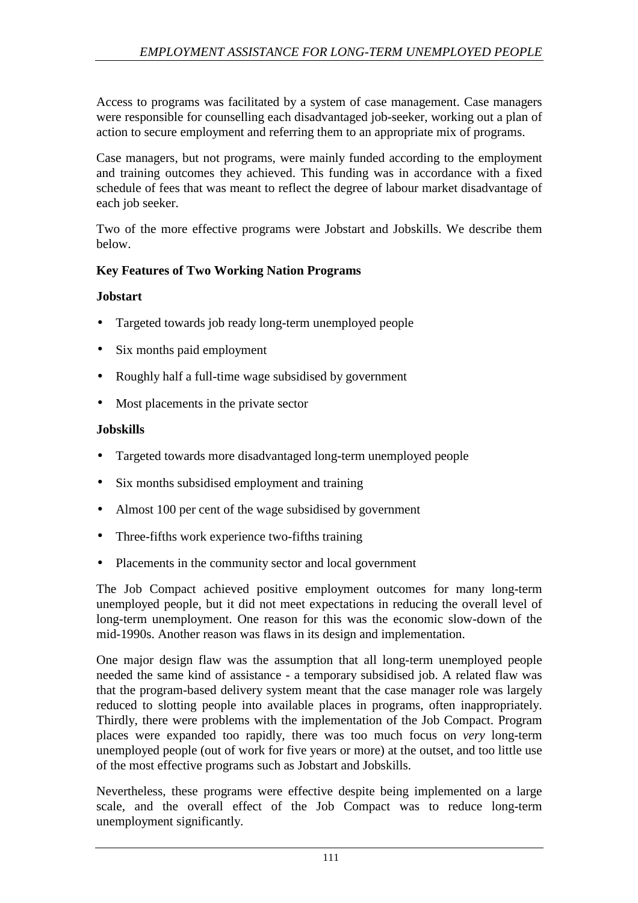Access to programs was facilitated by a system of case management. Case managers were responsible for counselling each disadvantaged job-seeker, working out a plan of action to secure employment and referring them to an appropriate mix of programs.

Case managers, but not programs, were mainly funded according to the employment and training outcomes they achieved. This funding was in accordance with a fixed schedule of fees that was meant to reflect the degree of labour market disadvantage of each job seeker.

Two of the more effective programs were Jobstart and Jobskills. We describe them below.

**Key Features of Two Working Nation Programs**

**Jobstart**

- Targeted towards job ready long-term unemployed people
- Six months paid employment
- Roughly half a full-time wage subsidised by government
- Most placements in the private sector

**Jobskills**

- Targeted towards more disadvantaged long-term unemployed people
- Six months subsidised employment and training
- Almost 100 per cent of the wage subsidised by government
- Three-fifths work experience two-fifths training
- Placements in the community sector and local government

The Job Compact achieved positive employment outcomes for many long-term unemployed people, but it did not meet expectations in reducing the overall level of long-term unemployment. One reason for this was the economic slow-down of the mid-1990s. Another reason was flaws in its design and implementation.

One major design flaw was the assumption that all long-term unemployed people needed the same kind of assistance - a temporary subsidised job. A related flaw was that the program-based delivery system meant that the case manager role was largely reduced to slotting people into available places in programs, often inappropriately. Thirdly, there were problems with the implementation of the Job Compact. Program places were expanded too rapidly, there was too much focus on *very* long-term unemployed people (out of work for five years or more) at the outset, and too little use of the most effective programs such as Jobstart and Jobskills.

Nevertheless, these programs were effective despite being implemented on a large scale, and the overall effect of the Job Compact was to reduce long-term unemployment significantly.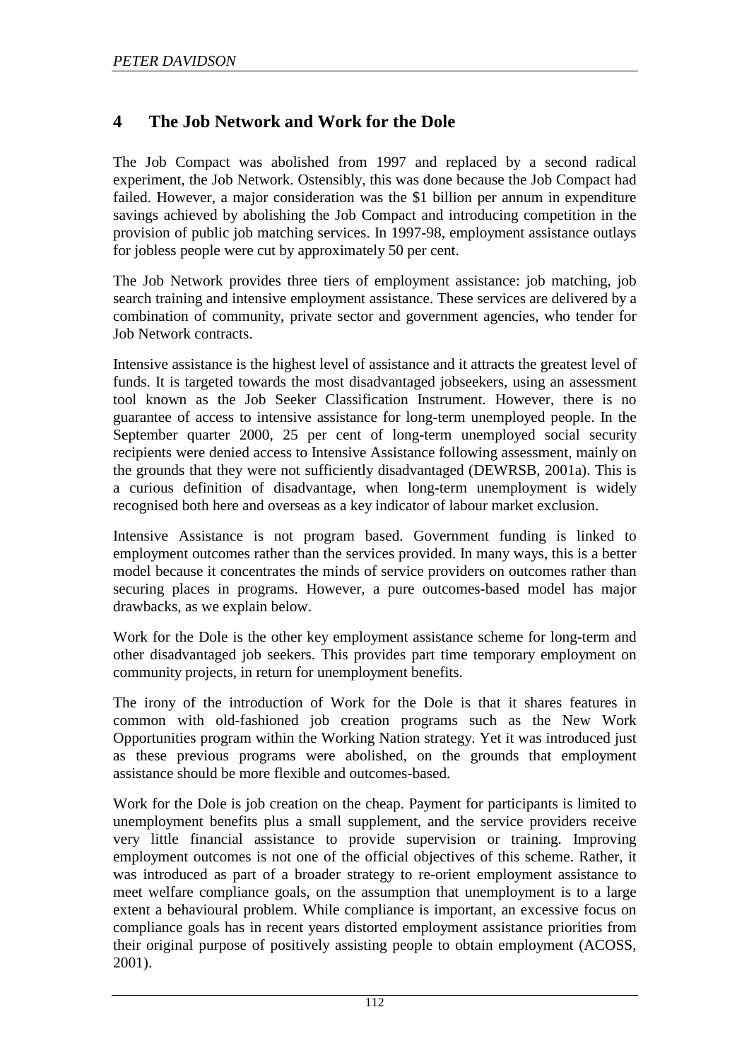## 4 The Job Network and Work for the Dole

The Job Compact was abolished from 1997 and replaced by a second radical experiment, the Job Network. Ostensibly, this was done because the Job Compact had failed. However, a major consideration was the $1 billion per annum in expenditure savings achieved by abolishing the Job Compact and introducing competition in the provision of public job matching services. In 1997-98, employment assistance outlays for jobless people were cut by approximately 50 per cent.

The Job Network provides three tiers of employment assistance: job matching, job search training and intensive employment assistance. These services are delivered by a combination of community, private sector and government agencies, who tender for Job Network contracts.

Intensive assistance is the highest level of assistance and it attracts the greatest level of funds. It is targeted towards the most disadvantaged jobseekers, using an assessment tool known as the Job Seeker Classification Instrument. However, there is no guarantee of access to intensive assistance for long-term unemployed people. In the September quarter 2000, 25 per cent of long-term unemployed social security recipients were denied access to Intensive Assistance following assessment, mainly on the grounds that they were not sufficiently disadvantaged (DEWRSB, 2001a). This is a curious definition of disadvantage, when long-term unemployment is widely recognised both here and overseas as a key indicator of labour market exclusion.

Intensive Assistance is not program based. Government funding is linked to employment outcomes rather than the services provided. In many ways, this is a better model because it concentrates the minds of service providers on outcomes rather than securing places in programs. However, a pure outcomes-based model has major drawbacks, as we explain below.

Work for the Dole is the other key employment assistance scheme for long-term and other disadvantaged job seekers. This provides part time temporary employment on community projects, in return for unemployment benefits.

The irony of the introduction of Work for the Dole is that it shares features in common with old-fashioned job creation programs such as the New Work Opportunities program within the Working Nation strategy. Yet it was introduced just as these previous programs were abolished, on the grounds that employment assistance should be more flexible and outcomes-based.

Work for the Dole is job creation on the cheap. Payment for participants is limited to unemployment benefits plus a small supplement, and the service providers receive very little financial assistance to provide supervision or training. Improving employment outcomes is not one of the official objectives of this scheme. Rather, it was introduced as part of a broader strategy to re-orient employment assistance to meet welfare compliance goals, on the assumption that unemployment is to a large extent a behavioural problem. While compliance is important, an excessive focus on compliance goals has in recent years distorted employment assistance priorities from their original purpose of positively assisting people to obtain employment (ACOSS, 2001).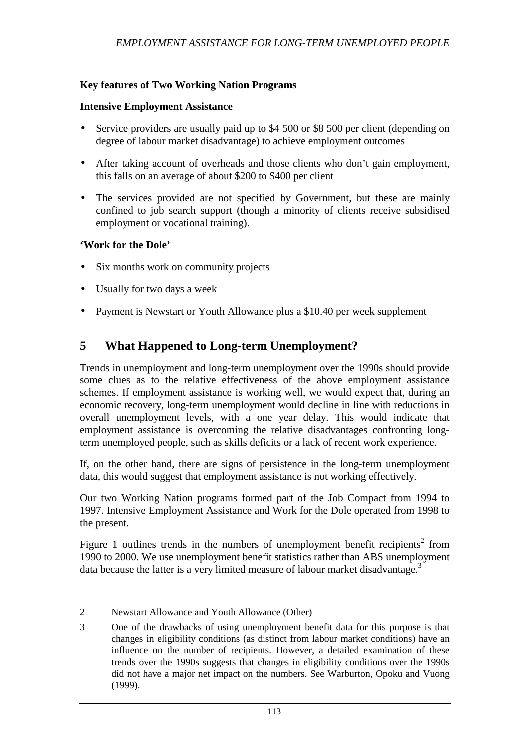**Key features of Two Working Nation Programs**

**Intensive Employment Assistance**

- Service providers are usually paid up to $4 500 or $8 500 per client (depending on degree of labour market disadvantage) to achieve employment outcomes
- After taking account of overheads and those clients who don't gain employment, this falls on an average of about $200 to $400 per client
- The services provided are not specified by Government, but these are mainly confined to job search support (though a minority of clients receive subsidised employment or vocational training).

**'Work for the Dole'**

- Six months work on community projects
- Usually for two days a week
- Payment is Newstart or Youth Allowance plus a $10.40 per week supplement

## 5 What Happened to Long-term Unemployment?

Trends in unemployment and long-term unemployment over the 1990s should provide some clues as to the relative effectiveness of the above employment assistance schemes. If employment assistance is working well, we would expect that, during an economic recovery, long-term unemployment would decline in line with reductions in overall unemployment levels, with a one year delay. This would indicate that employment assistance is overcoming the relative disadvantages confronting long-term unemployed people, such as skills deficits or a lack of recent work experience.

If, on the other hand, there are signs of persistence in the long-term unemployment data, this would suggest that employment assistance is not working effectively.

Our two Working Nation programs formed part of the Job Compact from 1994 to 1997. Intensive Employment Assistance and Work for the Dole operated from 1998 to the present.

Figure 1 outlines trends in the numbers of unemployment benefit recipients[2] from 1990 to 2000. We use unemployment benefit statistics rather than ABS unemployment data because the latter is a very limited measure of labour market disadvantage.[3]

---

2 Newstart Allowance and Youth Allowance (Other)

3 One of the drawbacks of using unemployment benefit data for this purpose is that changes in eligibility conditions (as distinct from labour market conditions) have an influence on the number of recipients. However, a detailed examination of these trends over the 1990s suggests that changes in eligibility conditions over the 1990s did not have a major net impact on the numbers. See Warburton, Opoku and Vuong (1999).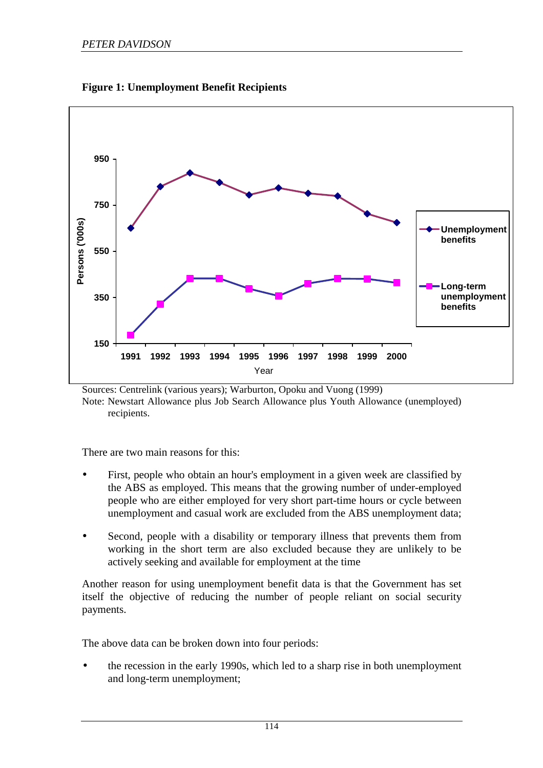**Figure 1: Unemployment Benefit Recipients**

Sources: Centrelink (various years); Warburton, Opoku and Vuong (1999)

Note: Newstart Allowance plus Job Search Allowance plus Youth Allowance (unemployed) recipients.

There are two main reasons for this:

- First, people who obtain an hour's employment in a given week are classified by the ABS as employed. This means that the growing number of under-employed people who are either employed for very short part-time hours or cycle between unemployment and casual work are excluded from the ABS unemployment data;
- Second, people with a disability or temporary illness that prevents them from working in the short term are also excluded because they are unlikely to be actively seeking and available for employment at the time

Another reason for using unemployment benefit data is that the Government has set itself the objective of reducing the number of people reliant on social security payments.

The above data can be broken down into four periods:

- the recession in the early 1990s, which led to a sharp rise in both unemployment and long-term unemployment;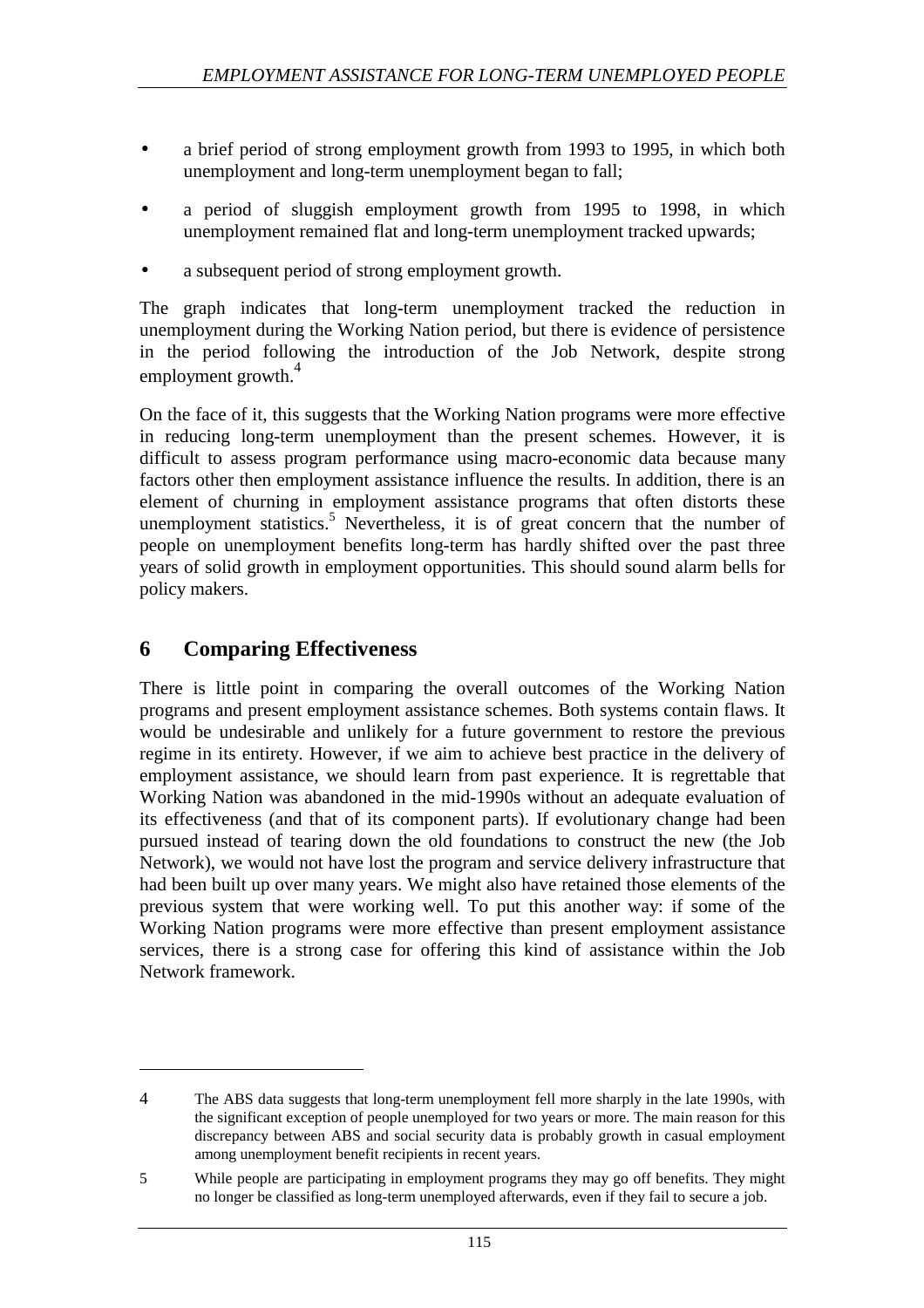- a brief period of strong employment growth from 1993 to 1995, in which both unemployment and long-term unemployment began to fall;
- a period of sluggish employment growth from 1995 to 1998, in which unemployment remained flat and long-term unemployment tracked upwards;
- a subsequent period of strong employment growth.

The graph indicates that long-term unemployment tracked the reduction in unemployment during the Working Nation period, but there is evidence of persistence in the period following the introduction of the Job Network, despite strong employment growth.[4]

On the face of it, this suggests that the Working Nation programs were more effective in reducing long-term unemployment than the present schemes. However, it is difficult to assess program performance using macro-economic data because many factors other then employment assistance influence the results. In addition, there is an element of churning in employment assistance programs that often distorts these unemployment statistics.[5] Nevertheless, it is of great concern that the number of people on unemployment benefits long-term has hardly shifted over the past three years of solid growth in employment opportunities. This should sound alarm bells for policy makers.

## 6 Comparing Effectiveness

There is little point in comparing the overall outcomes of the Working Nation programs and present employment assistance schemes. Both systems contain flaws. It would be undesirable and unlikely for a future government to restore the previous regime in its entirety. However, if we aim to achieve best practice in the delivery of employment assistance, we should learn from past experience. It is regrettable that Working Nation was abandoned in the mid-1990s without an adequate evaluation of its effectiveness (and that of its component parts). If evolutionary change had been pursued instead of tearing down the old foundations to construct the new (the Job Network), we would not have lost the program and service delivery infrastructure that had been built up over many years. We might also have retained those elements of the previous system that were working well. To put this another way: if some of the Working Nation programs were more effective than present employment assistance services, there is a strong case for offering this kind of assistance within the Job Network framework.

---

4 The ABS data suggests that long-term unemployment fell more sharply in the late 1990s, with the significant exception of people unemployed for two years or more. The main reason for this discrepancy between ABS and social security data is probably growth in casual employment among unemployment benefit recipients in recent years.

5 While people are participating in employment programs they may go off benefits. They might no longer be classified as long-term unemployed afterwards, even if they fail to secure a job.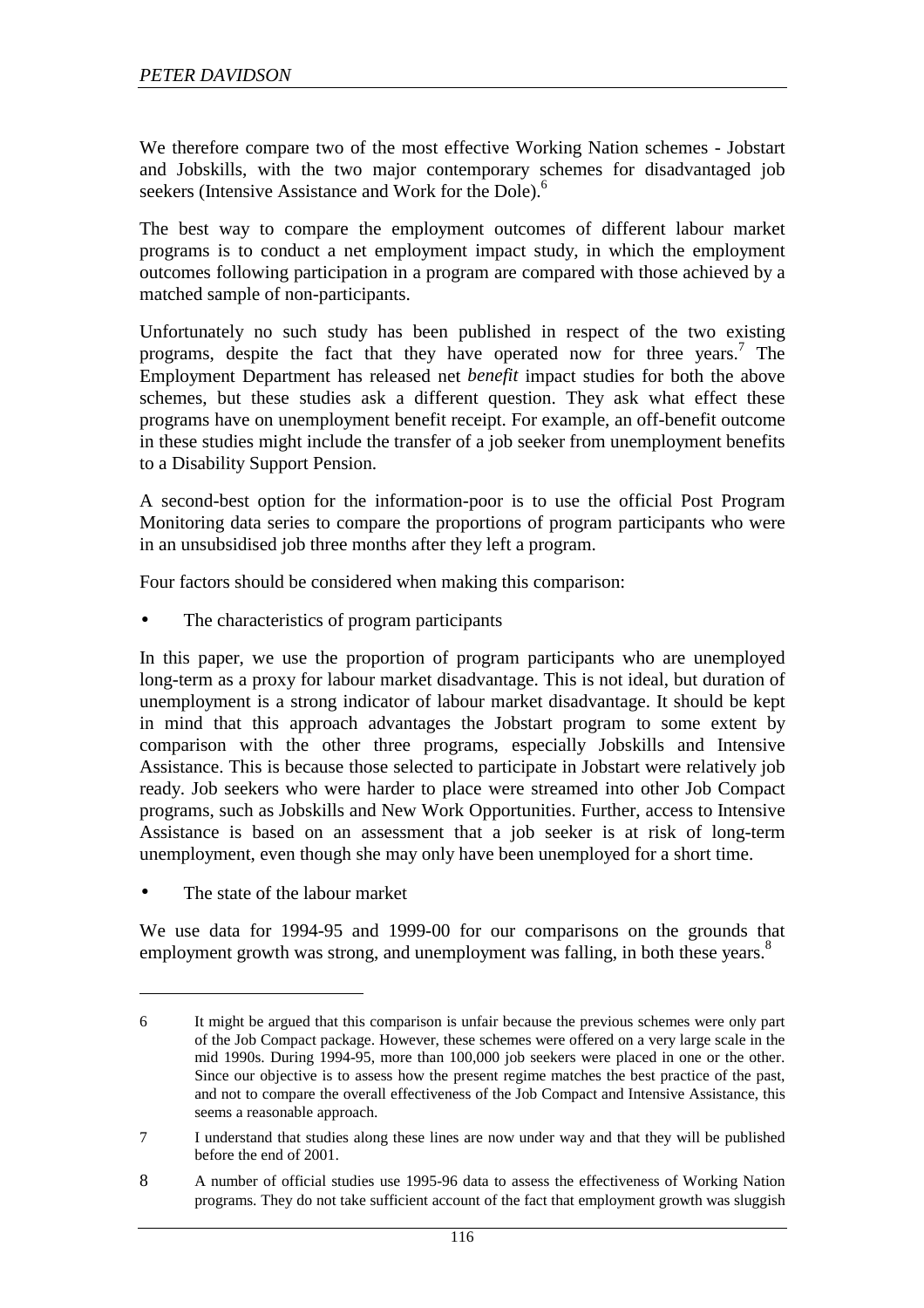We therefore compare two of the most effective Working Nation schemes - Jobstart and Jobskills, with the two major contemporary schemes for disadvantaged job seekers (Intensive Assistance and Work for the Dole).[6]

The best way to compare the employment outcomes of different labour market programs is to conduct a net employment impact study, in which the employment outcomes following participation in a program are compared with those achieved by a matched sample of non-participants.

Unfortunately no such study has been published in respect of the two existing programs, despite the fact that they have operated now for three years.[7] The Employment Department has released net *benefit* impact studies for both the above schemes, but these studies ask a different question. They ask what effect these programs have on unemployment benefit receipt. For example, an off-benefit outcome in these studies might include the transfer of a job seeker from unemployment benefits to a Disability Support Pension.

A second-best option for the information-poor is to use the official Post Program Monitoring data series to compare the proportions of program participants who were in an unsubsidised job three months after they left a program.

Four factors should be considered when making this comparison:

- The characteristics of program participants

In this paper, we use the proportion of program participants who are unemployed long-term as a proxy for labour market disadvantage. This is not ideal, but duration of unemployment is a strong indicator of labour market disadvantage. It should be kept in mind that this approach advantages the Jobstart program to some extent by comparison with the other three programs, especially Jobskills and Intensive Assistance. This is because those selected to participate in Jobstart were relatively job ready. Job seekers who were harder to place were streamed into other Job Compact programs, such as Jobskills and New Work Opportunities. Further, access to Intensive Assistance is based on an assessment that a job seeker is at risk of long-term unemployment, even though she may only have been unemployed for a short time.

- The state of the labour market

We use data for 1994-95 and 1999-00 for our comparisons on the grounds that employment growth was strong, and unemployment was falling, in both these years.[8]

---

6 It might be argued that this comparison is unfair because the previous schemes were only part of the Job Compact package. However, these schemes were offered on a very large scale in the mid 1990s. During 1994-95, more than 100,000 job seekers were placed in one or the other. Since our objective is to assess how the present regime matches the best practice of the past, and not to compare the overall effectiveness of the Job Compact and Intensive Assistance, this seems a reasonable approach.

7 I understand that studies along these lines are now under way and that they will be published before the end of 2001.

8 A number of official studies use 1995-96 data to assess the effectiveness of Working Nation programs. They do not take sufficient account of the fact that employment growth was sluggish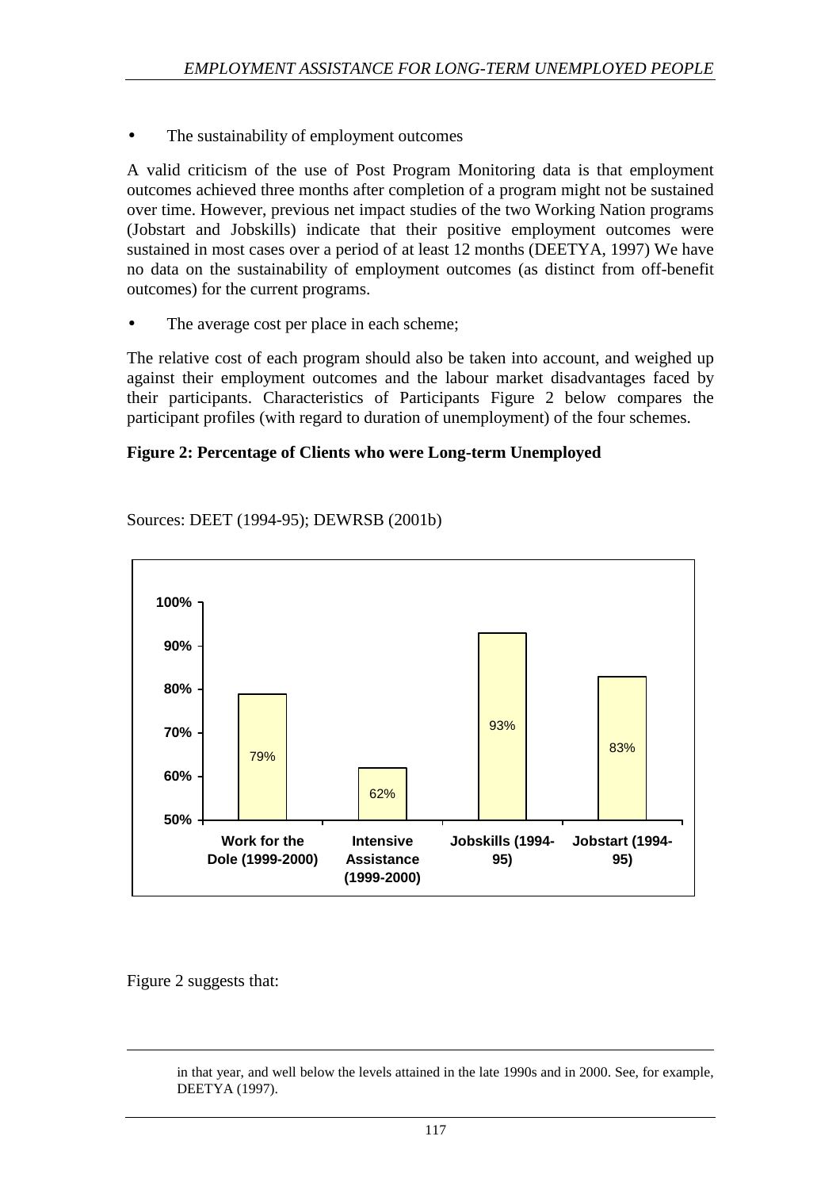- The sustainability of employment outcomes

A valid criticism of the use of Post Program Monitoring data is that employment outcomes achieved three months after completion of a program might not be sustained over time. However, previous net impact studies of the two Working Nation programs (Jobstart and Jobskills) indicate that their positive employment outcomes were sustained in most cases over a period of at least 12 months (DEETYA, 1997) We have no data on the sustainability of employment outcomes (as distinct from off-benefit outcomes) for the current programs.

- The average cost per place in each scheme;

The relative cost of each program should also be taken into account, and weighed up against their employment outcomes and the labour market disadvantages faced by their participants. Characteristics of Participants Figure 2 below compares the participant profiles (with regard to duration of unemployment) of the four schemes.

**Figure 2: Percentage of Clients who were Long-term Unemployed**

Sources: DEET (1994-95); DEWRSB (2001b)

| Scheme | Percentage |
|---|---|
| Work for the Dole (1999-2000) | 79% |
| Intensive Assistance (1999-2000) | 62% |
| Jobskills (1994-95) | 93% |
| Jobstart (1994-95) | 83% |

Figure 2 suggests that:

in that year, and well below the levels attained in the late 1990s and in 2000. See, for example, DEETYA (1997).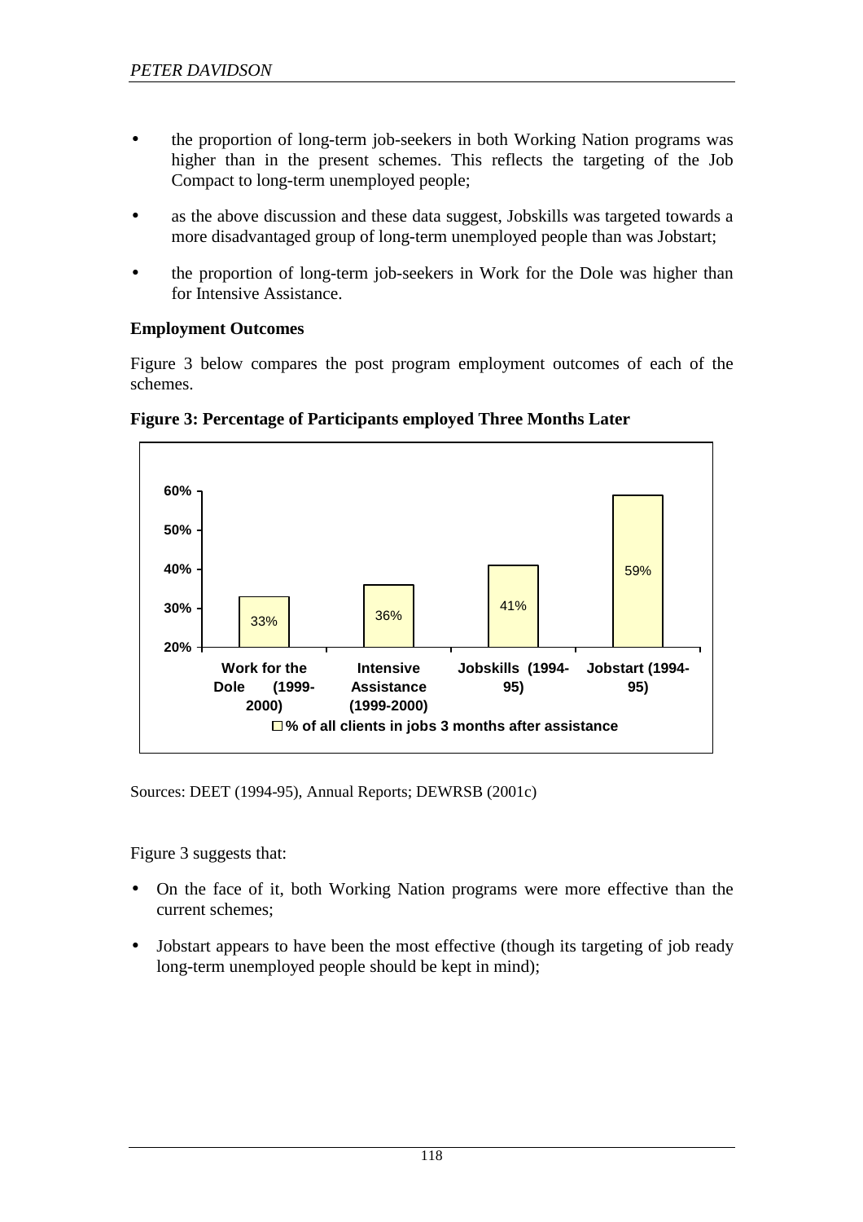- the proportion of long-term job-seekers in both Working Nation programs was higher than in the present schemes. This reflects the targeting of the Job Compact to long-term unemployed people;
- as the above discussion and these data suggest, Jobskills was targeted towards a more disadvantaged group of long-term unemployed people than was Jobstart;
- the proportion of long-term job-seekers in Work for the Dole was higher than for Intensive Assistance.

**Employment Outcomes**

Figure 3 below compares the post program employment outcomes of each of the schemes.

**Figure 3: Percentage of Participants employed Three Months Later**

| | % of all clients in jobs 3 months after assistance |
|---|---|
| Work for the Dole (1999-2000) | 33% |
| Intensive Assistance (1999-2000) | 36% |
| Jobskills (1994-95) | 41% |
| Jobstart (1994-95) | 59% |

Sources: DEET (1994-95), Annual Reports; DEWRSB (2001c)

Figure 3 suggests that:

- On the face of it, both Working Nation programs were more effective than the current schemes;
- Jobstart appears to have been the most effective (though its targeting of job ready long-term unemployed people should be kept in mind);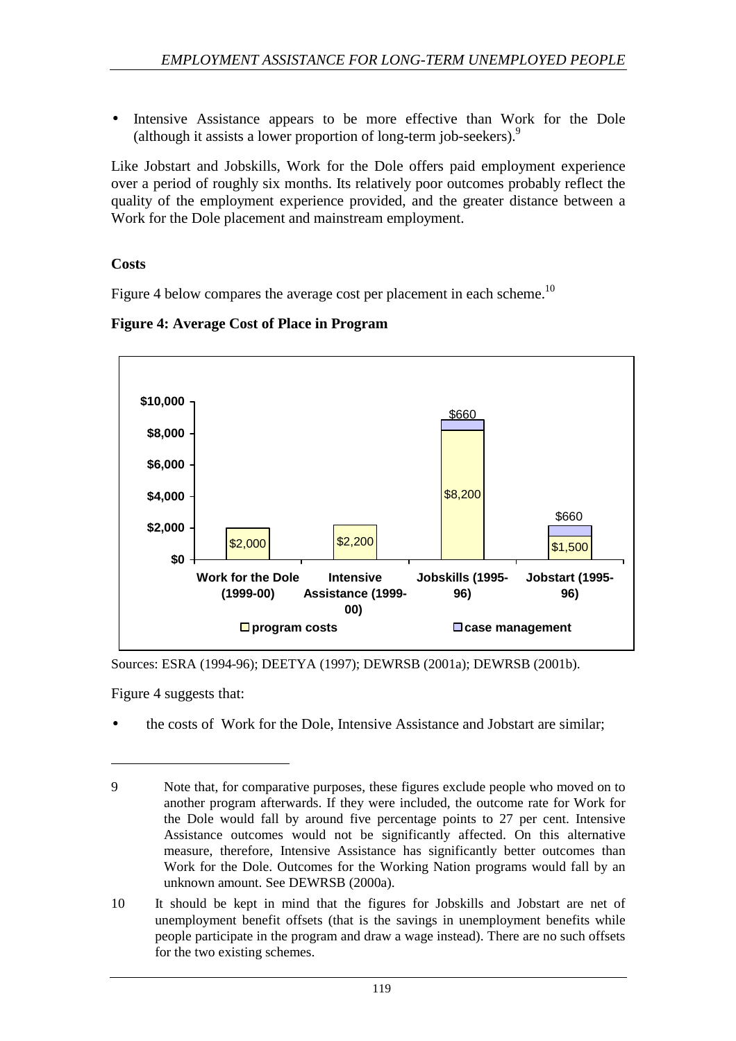- Intensive Assistance appears to be more effective than Work for the Dole (although it assists a lower proportion of long-term job-seekers).[9]

Like Jobstart and Jobskills, Work for the Dole offers paid employment experience over a period of roughly six months. Its relatively poor outcomes probably reflect the quality of the employment experience provided, and the greater distance between a Work for the Dole placement and mainstream employment.

### Costs

Figure 4 below compares the average cost per placement in each scheme.[10]

**Figure 4: Average Cost of Place in Program**

| | Work for the Dole (1999-00) | Intensive Assistance (1999-00) | Jobskills (1995-96) | Jobstart (1995-96) |
|---|---|---|---|---|
| program costs | $2,000 | $2,200 | $8,200 | $1,500 |
| case management | | | $660 | $660 |

Sources: ESRA (1994-96); DEETYA (1997); DEWRSB (2001a); DEWRSB (2001b).

Figure 4 suggests that:

- the costs of Work for the Dole, Intensive Assistance and Jobstart are similar;

---

9 Note that, for comparative purposes, these figures exclude people who moved on to another program afterwards. If they were included, the outcome rate for Work for the Dole would fall by around five percentage points to 27 per cent. Intensive Assistance outcomes would not be significantly affected. On this alternative measure, therefore, Intensive Assistance has significantly better outcomes than Work for the Dole. Outcomes for the Working Nation programs would fall by an unknown amount. See DEWRSB (2000a).

10 It should be kept in mind that the figures for Jobskills and Jobstart are net of unemployment benefit offsets (that is the savings in unemployment benefits while people participate in the program and draw a wage instead). There are no such offsets for the two existing schemes.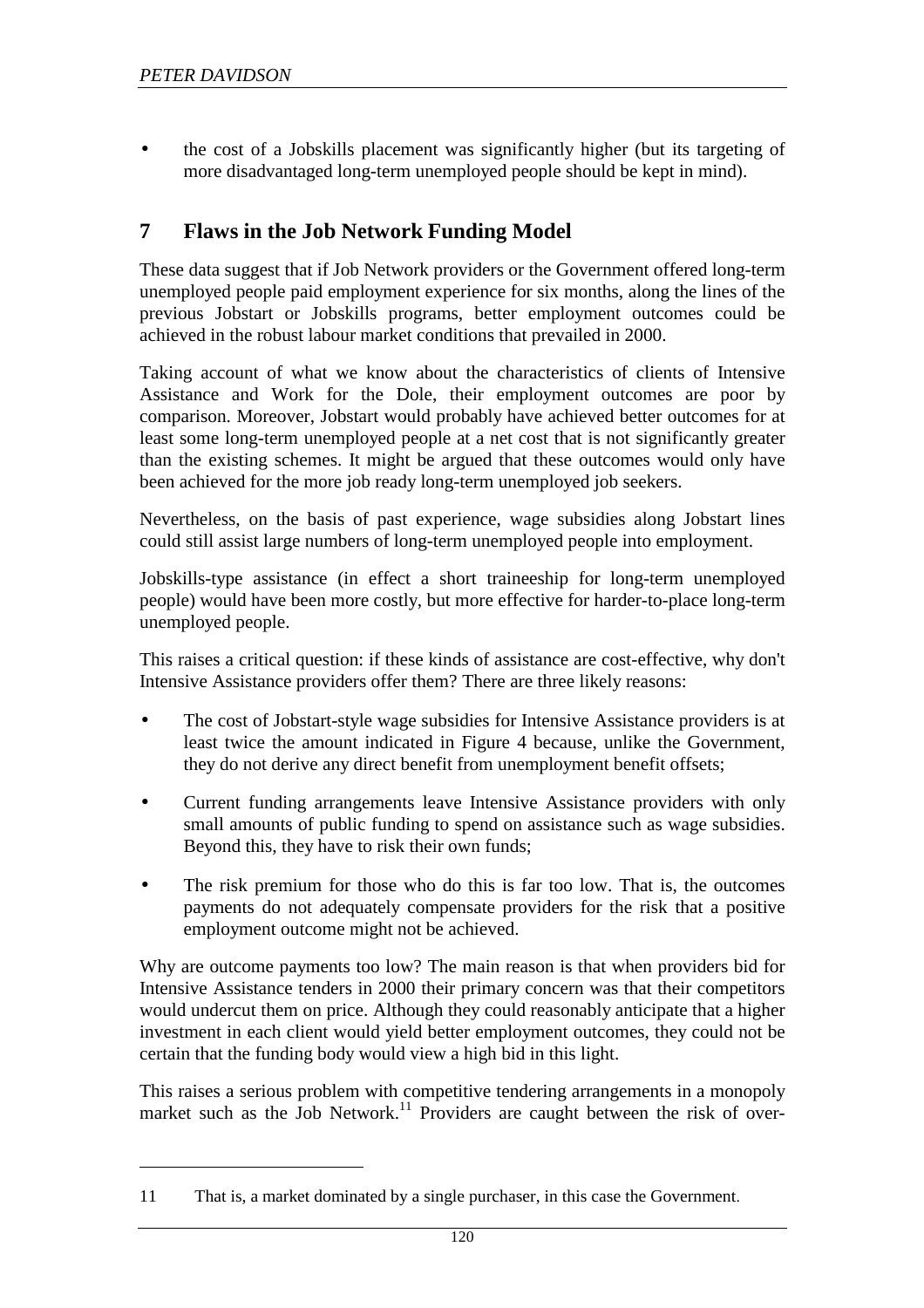- the cost of a Jobskills placement was significantly higher (but its targeting of more disadvantaged long-term unemployed people should be kept in mind).

## 7 Flaws in the Job Network Funding Model

These data suggest that if Job Network providers or the Government offered long-term unemployed people paid employment experience for six months, along the lines of the previous Jobstart or Jobskills programs, better employment outcomes could be achieved in the robust labour market conditions that prevailed in 2000.

Taking account of what we know about the characteristics of clients of Intensive Assistance and Work for the Dole, their employment outcomes are poor by comparison. Moreover, Jobstart would probably have achieved better outcomes for at least some long-term unemployed people at a net cost that is not significantly greater than the existing schemes. It might be argued that these outcomes would only have been achieved for the more job ready long-term unemployed job seekers.

Nevertheless, on the basis of past experience, wage subsidies along Jobstart lines could still assist large numbers of long-term unemployed people into employment.

Jobskills-type assistance (in effect a short traineeship for long-term unemployed people) would have been more costly, but more effective for harder-to-place long-term unemployed people.

This raises a critical question: if these kinds of assistance are cost-effective, why don't Intensive Assistance providers offer them? There are three likely reasons:

- The cost of Jobstart-style wage subsidies for Intensive Assistance providers is at least twice the amount indicated in Figure 4 because, unlike the Government, they do not derive any direct benefit from unemployment benefit offsets;
- Current funding arrangements leave Intensive Assistance providers with only small amounts of public funding to spend on assistance such as wage subsidies. Beyond this, they have to risk their own funds;
- The risk premium for those who do this is far too low. That is, the outcomes payments do not adequately compensate providers for the risk that a positive employment outcome might not be achieved.

Why are outcome payments too low? The main reason is that when providers bid for Intensive Assistance tenders in 2000 their primary concern was that their competitors would undercut them on price. Although they could reasonably anticipate that a higher investment in each client would yield better employment outcomes, they could not be certain that the funding body would view a high bid in this light.

This raises a serious problem with competitive tendering arrangements in a monopoly market such as the Job Network.[11] Providers are caught between the risk of over-

[11] That is, a market dominated by a single purchaser, in this case the Government.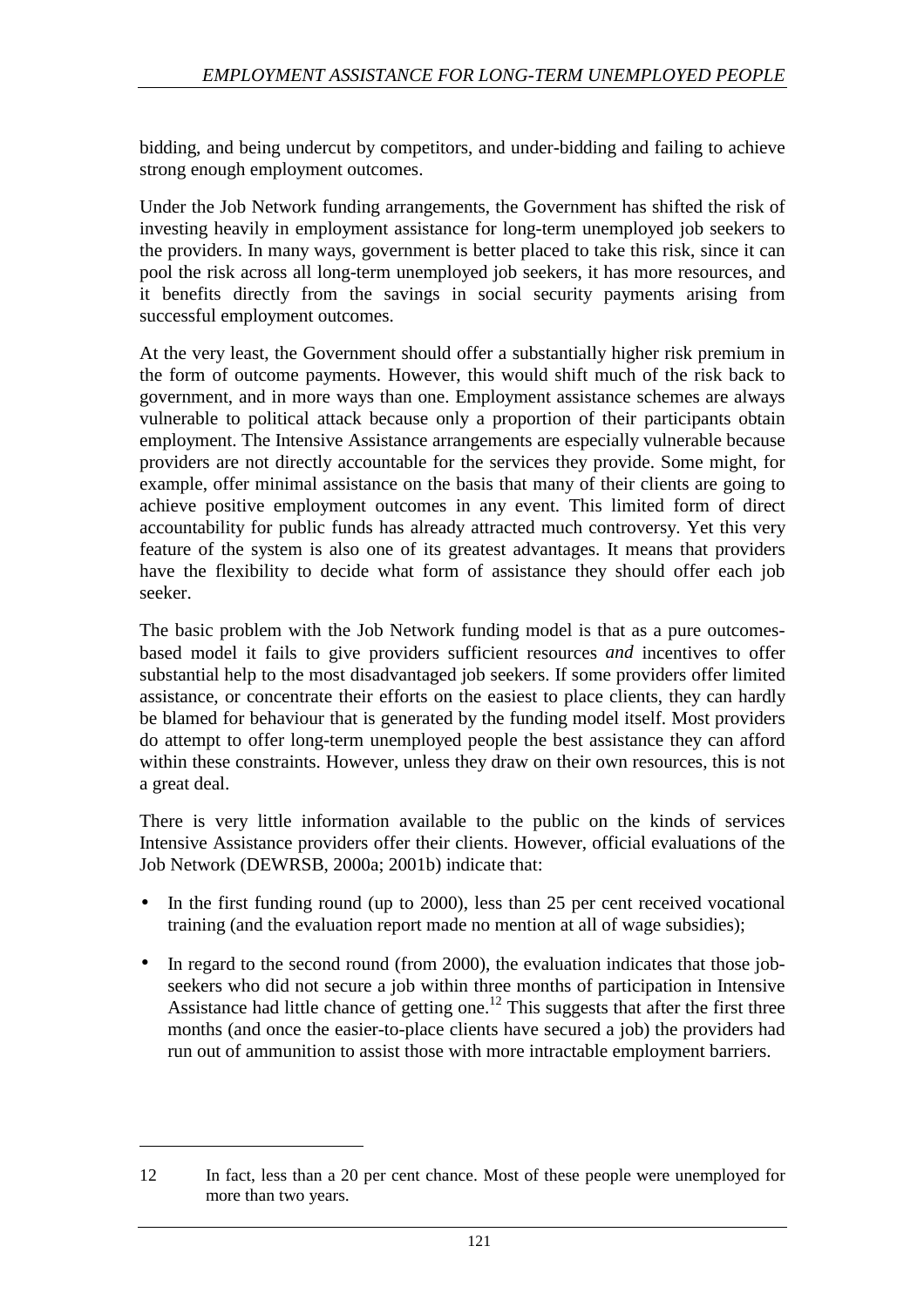bidding, and being undercut by competitors, and under-bidding and failing to achieve strong enough employment outcomes.

Under the Job Network funding arrangements, the Government has shifted the risk of investing heavily in employment assistance for long-term unemployed job seekers to the providers. In many ways, government is better placed to take this risk, since it can pool the risk across all long-term unemployed job seekers, it has more resources, and it benefits directly from the savings in social security payments arising from successful employment outcomes.

At the very least, the Government should offer a substantially higher risk premium in the form of outcome payments. However, this would shift much of the risk back to government, and in more ways than one. Employment assistance schemes are always vulnerable to political attack because only a proportion of their participants obtain employment. The Intensive Assistance arrangements are especially vulnerable because providers are not directly accountable for the services they provide. Some might, for example, offer minimal assistance on the basis that many of their clients are going to achieve positive employment outcomes in any event. This limited form of direct accountability for public funds has already attracted much controversy. Yet this very feature of the system is also one of its greatest advantages. It means that providers have the flexibility to decide what form of assistance they should offer each job seeker.

The basic problem with the Job Network funding model is that as a pure outcomes-based model it fails to give providers sufficient resources *and* incentives to offer substantial help to the most disadvantaged job seekers. If some providers offer limited assistance, or concentrate their efforts on the easiest to place clients, they can hardly be blamed for behaviour that is generated by the funding model itself. Most providers do attempt to offer long-term unemployed people the best assistance they can afford within these constraints. However, unless they draw on their own resources, this is not a great deal.

There is very little information available to the public on the kinds of services Intensive Assistance providers offer their clients. However, official evaluations of the Job Network (DEWRSB, 2000a; 2001b) indicate that:

- In the first funding round (up to 2000), less than 25 per cent received vocational training (and the evaluation report made no mention at all of wage subsidies);
- In regard to the second round (from 2000), the evaluation indicates that those job-seekers who did not secure a job within three months of participation in Intensive Assistance had little chance of getting one.[12] This suggests that after the first three months (and once the easier-to-place clients have secured a job) the providers had run out of ammunition to assist those with more intractable employment barriers.

---

12 In fact, less than a 20 per cent chance. Most of these people were unemployed for more than two years.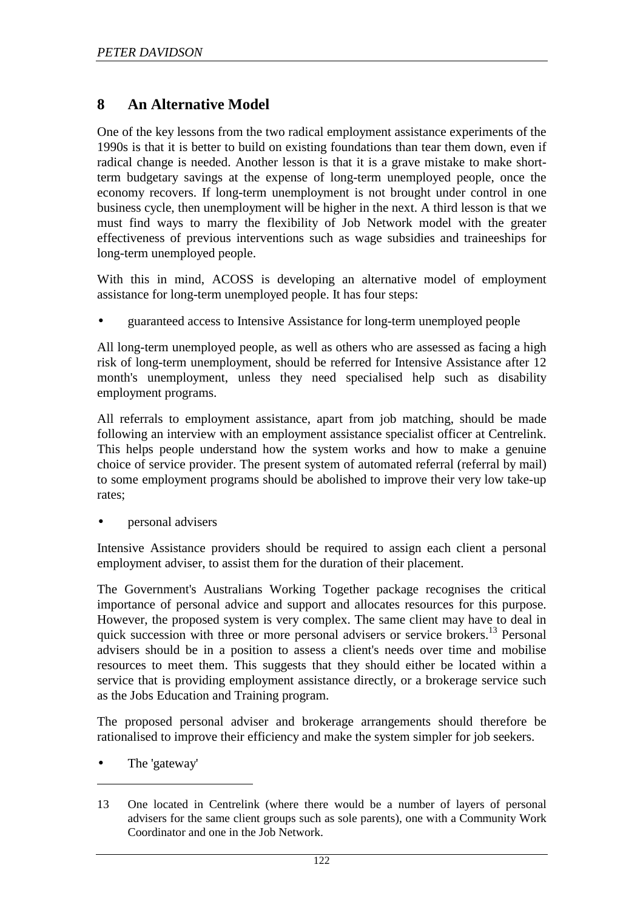## 8 An Alternative Model

One of the key lessons from the two radical employment assistance experiments of the 1990s is that it is better to build on existing foundations than tear them down, even if radical change is needed. Another lesson is that it is a grave mistake to make short-term budgetary savings at the expense of long-term unemployed people, once the economy recovers. If long-term unemployment is not brought under control in one business cycle, then unemployment will be higher in the next. A third lesson is that we must find ways to marry the flexibility of Job Network model with the greater effectiveness of previous interventions such as wage subsidies and traineeships for long-term unemployed people.

With this in mind, ACOSS is developing an alternative model of employment assistance for long-term unemployed people. It has four steps:

- guaranteed access to Intensive Assistance for long-term unemployed people

All long-term unemployed people, as well as others who are assessed as facing a high risk of long-term unemployment, should be referred for Intensive Assistance after 12 month's unemployment, unless they need specialised help such as disability employment programs.

All referrals to employment assistance, apart from job matching, should be made following an interview with an employment assistance specialist officer at Centrelink. This helps people understand how the system works and how to make a genuine choice of service provider. The present system of automated referral (referral by mail) to some employment programs should be abolished to improve their very low take-up rates;

- personal advisers

Intensive Assistance providers should be required to assign each client a personal employment adviser, to assist them for the duration of their placement.

The Government's Australians Working Together package recognises the critical importance of personal advice and support and allocates resources for this purpose. However, the proposed system is very complex. The same client may have to deal in quick succession with three or more personal advisers or service brokers.[13] Personal advisers should be in a position to assess a client's needs over time and mobilise resources to meet them. This suggests that they should either be located within a service that is providing employment assistance directly, or a brokerage service such as the Jobs Education and Training program.

The proposed personal adviser and brokerage arrangements should therefore be rationalised to improve their efficiency and make the system simpler for job seekers.

- The 'gateway'

---

13 One located in Centrelink (where there would be a number of layers of personal advisers for the same client groups such as sole parents), one with a Community Work Coordinator and one in the Job Network.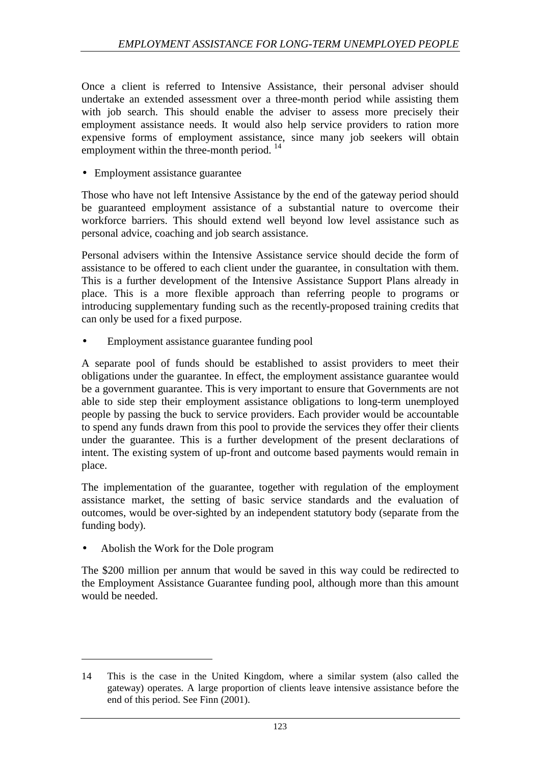Once a client is referred to Intensive Assistance, their personal adviser should undertake an extended assessment over a three-month period while assisting them with job search. This should enable the adviser to assess more precisely their employment assistance needs. It would also help service providers to ration more expensive forms of employment assistance, since many job seekers will obtain employment within the three-month period. [14]

- Employment assistance guarantee

Those who have not left Intensive Assistance by the end of the gateway period should be guaranteed employment assistance of a substantial nature to overcome their workforce barriers. This should extend well beyond low level assistance such as personal advice, coaching and job search assistance.

Personal advisers within the Intensive Assistance service should decide the form of assistance to be offered to each client under the guarantee, in consultation with them. This is a further development of the Intensive Assistance Support Plans already in place. This is a more flexible approach than referring people to programs or introducing supplementary funding such as the recently-proposed training credits that can only be used for a fixed purpose.

- Employment assistance guarantee funding pool

A separate pool of funds should be established to assist providers to meet their obligations under the guarantee. In effect, the employment assistance guarantee would be a government guarantee. This is very important to ensure that Governments are not able to side step their employment assistance obligations to long-term unemployed people by passing the buck to service providers. Each provider would be accountable to spend any funds drawn from this pool to provide the services they offer their clients under the guarantee. This is a further development of the present declarations of intent. The existing system of up-front and outcome based payments would remain in place.

The implementation of the guarantee, together with regulation of the employment assistance market, the setting of basic service standards and the evaluation of outcomes, would be over-sighted by an independent statutory body (separate from the funding body).

- Abolish the Work for the Dole program

The $200 million per annum that would be saved in this way could be redirected to the Employment Assistance Guarantee funding pool, although more than this amount would be needed.

---

14 This is the case in the United Kingdom, where a similar system (also called the gateway) operates. A large proportion of clients leave intensive assistance before the end of this period. See Finn (2001).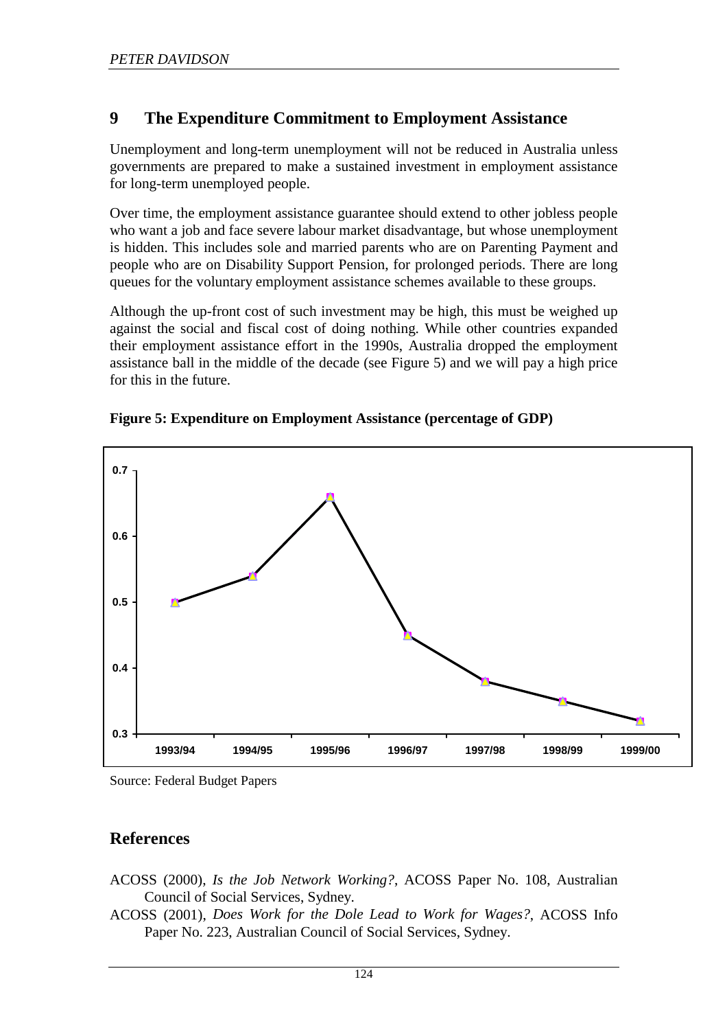## 9 The Expenditure Commitment to Employment Assistance

Unemployment and long-term unemployment will not be reduced in Australia unless governments are prepared to make a sustained investment in employment assistance for long-term unemployed people.

Over time, the employment assistance guarantee should extend to other jobless people who want a job and face severe labour market disadvantage, but whose unemployment is hidden. This includes sole and married parents who are on Parenting Payment and people who are on Disability Support Pension, for prolonged periods. There are long queues for the voluntary employment assistance schemes available to these groups.

Although the up-front cost of such investment may be high, this must be weighed up against the social and fiscal cost of doing nothing. While other countries expanded their employment assistance effort in the 1990s, Australia dropped the employment assistance ball in the middle of the decade (see Figure 5) and we will pay a high price for this in the future.

**Figure 5: Expenditure on Employment Assistance (percentage of GDP)**

Source: Federal Budget Papers

## References

ACOSS (2000), *Is the Job Network Working?*, ACOSS Paper No. 108, Australian Council of Social Services, Sydney.

ACOSS (2001), *Does Work for the Dole Lead to Work for Wages?*, ACOSS Info Paper No. 223, Australian Council of Social Services, Sydney.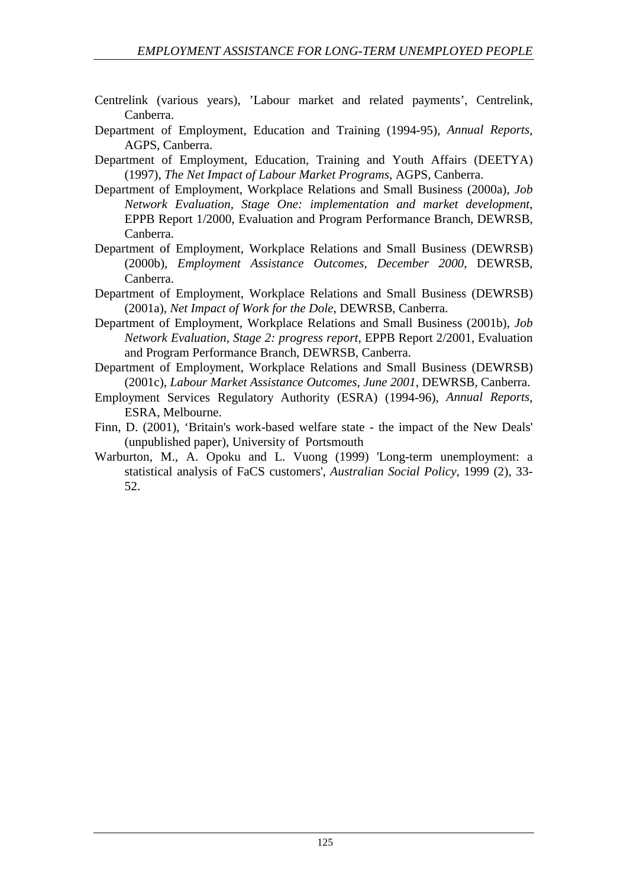Centrelink (various years), 'Labour market and related payments', Centrelink, Canberra.

Department of Employment, Education and Training (1994-95), *Annual Reports*, AGPS, Canberra.

Department of Employment, Education, Training and Youth Affairs (DEETYA) (1997), *The Net Impact of Labour Market Programs*, AGPS, Canberra.

Department of Employment, Workplace Relations and Small Business (2000a), *Job Network Evaluation, Stage One: implementation and market development*, EPPB Report 1/2000, Evaluation and Program Performance Branch, DEWRSB, Canberra.

Department of Employment, Workplace Relations and Small Business (DEWRSB) (2000b), *Employment Assistance Outcomes, December 2000*, DEWRSB, Canberra.

Department of Employment, Workplace Relations and Small Business (DEWRSB) (2001a), *Net Impact of Work for the Dole*, DEWRSB, Canberra.

Department of Employment, Workplace Relations and Small Business (2001b), *Job Network Evaluation, Stage 2: progress report*, EPPB Report 2/2001, Evaluation and Program Performance Branch, DEWRSB, Canberra.

Department of Employment, Workplace Relations and Small Business (DEWRSB) (2001c), *Labour Market Assistance Outcomes, June 2001*, DEWRSB, Canberra.

Employment Services Regulatory Authority (ESRA) (1994-96), *Annual Reports*, ESRA, Melbourne.

Finn, D. (2001), 'Britain's work-based welfare state - the impact of the New Deals' (unpublished paper), University of Portsmouth

Warburton, M., A. Opoku and L. Vuong (1999) 'Long-term unemployment: a statistical analysis of FaCS customers', *Australian Social Policy*, 1999 (2), 33-52.